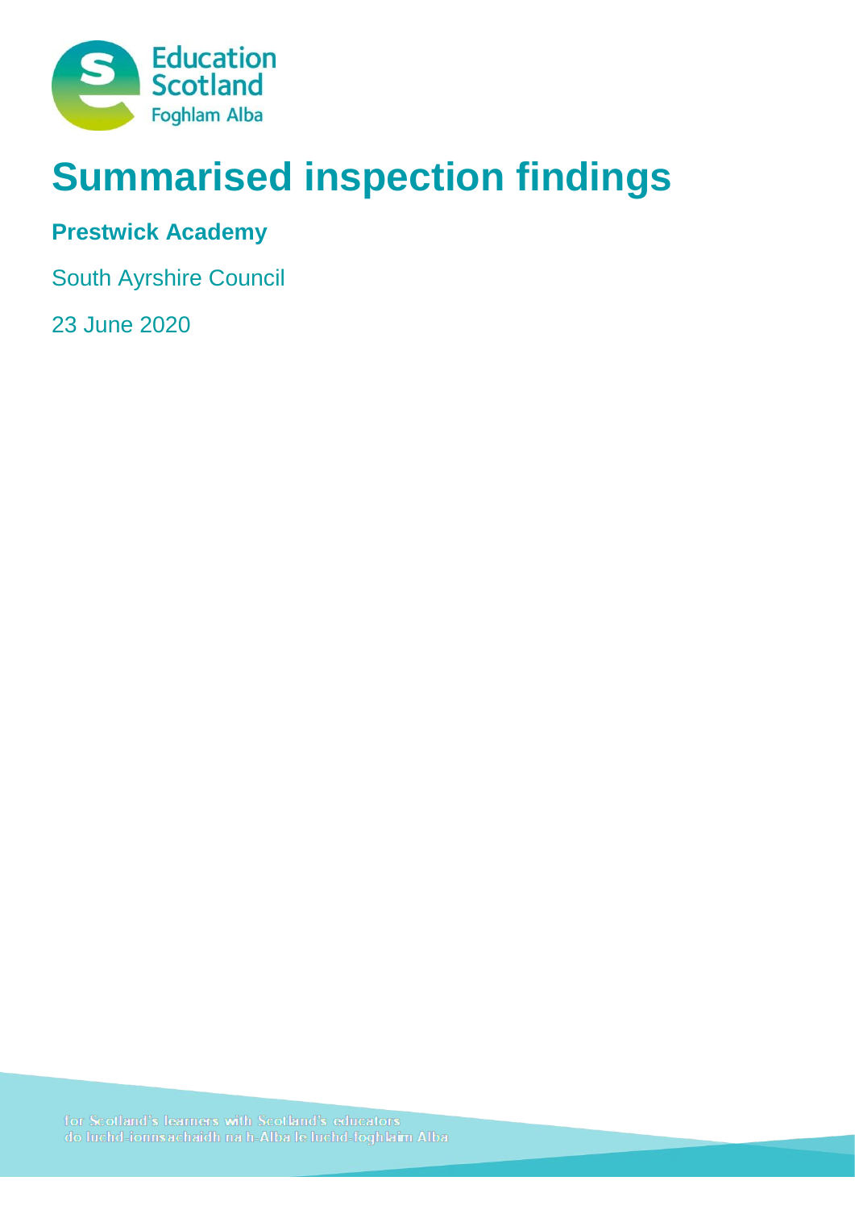Education Scotland
Foghlam Alba

# Summarised inspection findings

**Prestwick Academy**

South Ayrshire Council

23 June 2020

for Scotland's learners with Scotland's educators
do luchd-ionnsachaidh na h-Alba le luchd-foghlaim Alba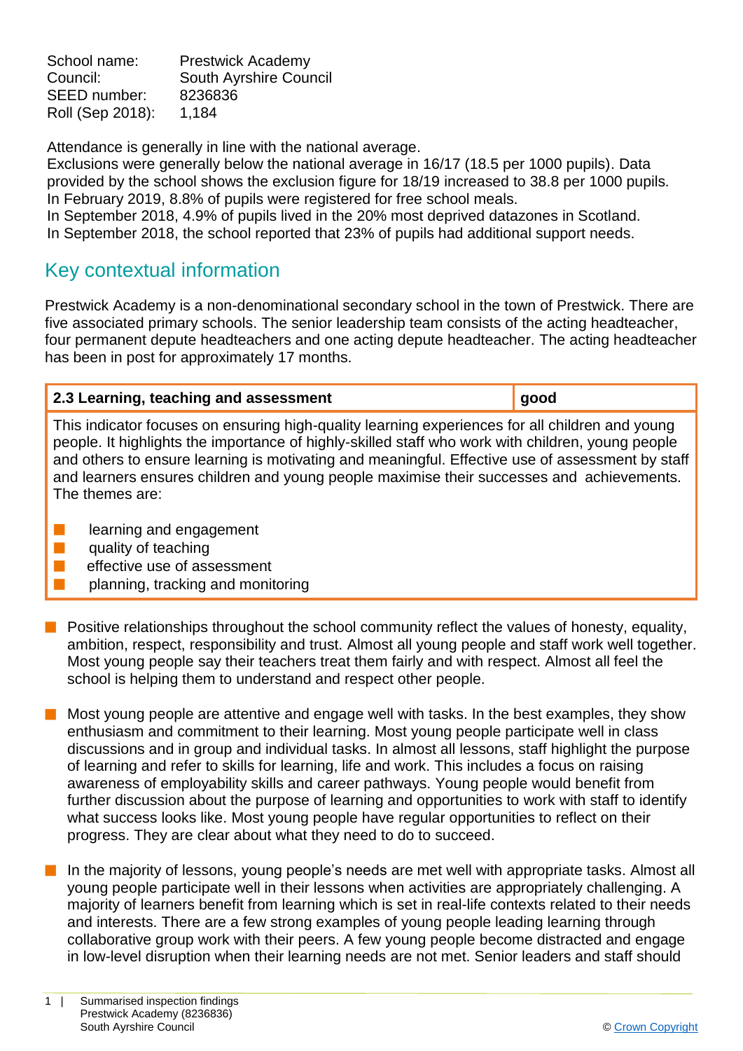| | |
|---|---|
| School name: | Prestwick Academy |
| Council: | South Ayrshire Council |
| SEED number: | 8236836 |
| Roll (Sep 2018): | 1,184 |

Attendance is generally in line with the national average.
Exclusions were generally below the national average in 16/17 (18.5 per 1000 pupils). Data provided by the school shows the exclusion figure for 18/19 increased to 38.8 per 1000 pupils.
In February 2019, 8.8% of pupils were registered for free school meals.
In September 2018, 4.9% of pupils lived in the 20% most deprived datazones in Scotland.
In September 2018, the school reported that 23% of pupils had additional support needs.

## Key contextual information

Prestwick Academy is a non-denominational secondary school in the town of Prestwick. There are five associated primary schools. The senior leadership team consists of the acting headteacher, four permanent depute headteachers and one acting depute headteacher. The acting headteacher has been in post for approximately 17 months.

| 2.3 Learning, teaching and assessment | good |
|---|---|

This indicator focuses on ensuring high-quality learning experiences for all children and young people. It highlights the importance of highly-skilled staff who work with children, young people and others to ensure learning is motivating and meaningful. Effective use of assessment by staff and learners ensures children and young people maximise their successes and achievements. The themes are:

- learning and engagement
- quality of teaching
- effective use of assessment
- planning, tracking and monitoring

- Positive relationships throughout the school community reflect the values of honesty, equality, ambition, respect, responsibility and trust. Almost all young people and staff work well together. Most young people say their teachers treat them fairly and with respect. Almost all feel the school is helping them to understand and respect other people.

- Most young people are attentive and engage well with tasks. In the best examples, they show enthusiasm and commitment to their learning. Most young people participate well in class discussions and in group and individual tasks. In almost all lessons, staff highlight the purpose of learning and refer to skills for learning, life and work. This includes a focus on raising awareness of employability skills and career pathways. Young people would benefit from further discussion about the purpose of learning and opportunities to work with staff to identify what success looks like. Most young people have regular opportunities to reflect on their progress. They are clear about what they need to do to succeed.

- In the majority of lessons, young people's needs are met well with appropriate tasks. Almost all young people participate well in their lessons when activities are appropriately challenging. A majority of learners benefit from learning which is set in real-life contexts related to their needs and interests. There are a few strong examples of young people leading learning through collaborative group work with their peers. A few young people become distracted and engage in low-level disruption when their learning needs are not met. Senior leaders and staff should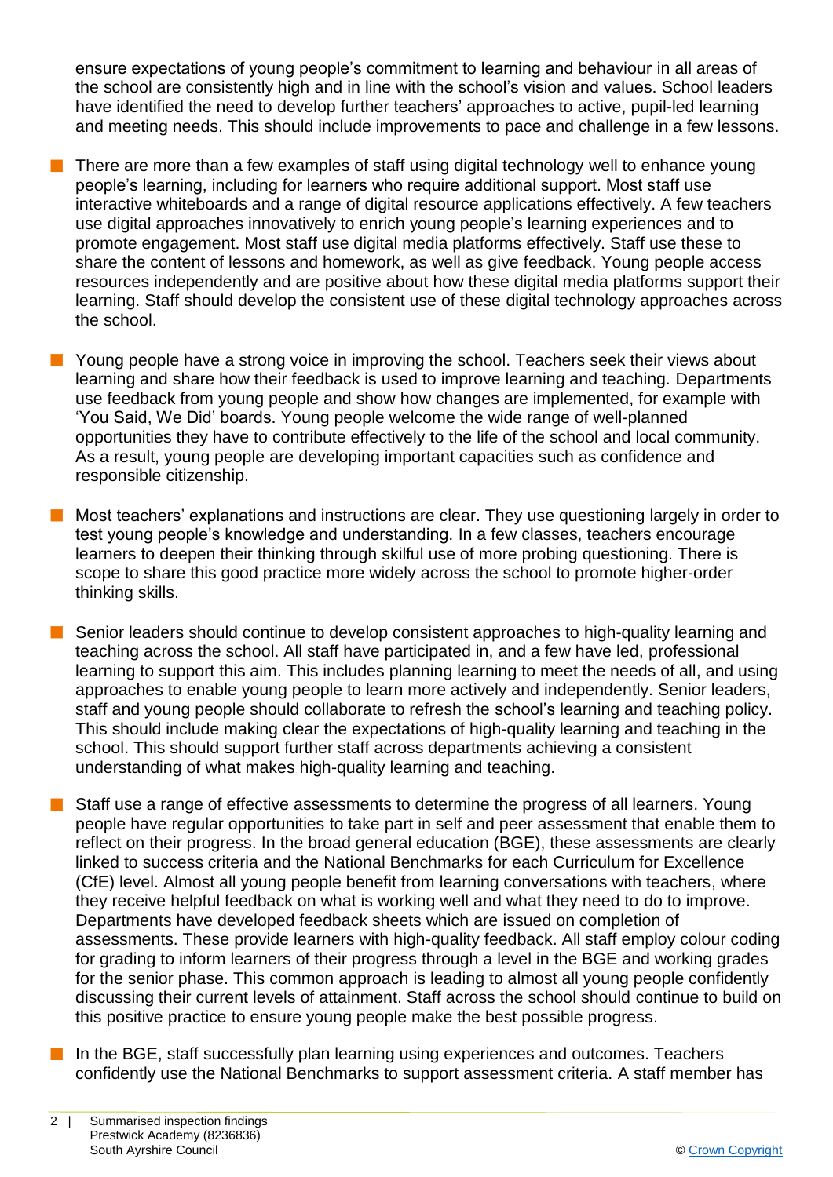ensure expectations of young people's commitment to learning and behaviour in all areas of the school are consistently high and in line with the school's vision and values. School leaders have identified the need to develop further teachers' approaches to active, pupil-led learning and meeting needs. This should include improvements to pace and challenge in a few lessons.

- There are more than a few examples of staff using digital technology well to enhance young people's learning, including for learners who require additional support. Most staff use interactive whiteboards and a range of digital resource applications effectively. A few teachers use digital approaches innovatively to enrich young people's learning experiences and to promote engagement. Most staff use digital media platforms effectively. Staff use these to share the content of lessons and homework, as well as give feedback. Young people access resources independently and are positive about how these digital media platforms support their learning. Staff should develop the consistent use of these digital technology approaches across the school.

- Young people have a strong voice in improving the school. Teachers seek their views about learning and share how their feedback is used to improve learning and teaching. Departments use feedback from young people and show how changes are implemented, for example with 'You Said, We Did' boards. Young people welcome the wide range of well-planned opportunities they have to contribute effectively to the life of the school and local community. As a result, young people are developing important capacities such as confidence and responsible citizenship.

- Most teachers' explanations and instructions are clear. They use questioning largely in order to test young people's knowledge and understanding. In a few classes, teachers encourage learners to deepen their thinking through skilful use of more probing questioning. There is scope to share this good practice more widely across the school to promote higher-order thinking skills.

- Senior leaders should continue to develop consistent approaches to high-quality learning and teaching across the school. All staff have participated in, and a few have led, professional learning to support this aim. This includes planning learning to meet the needs of all, and using approaches to enable young people to learn more actively and independently. Senior leaders, staff and young people should collaborate to refresh the school's learning and teaching policy. This should include making clear the expectations of high-quality learning and teaching in the school. This should support further staff across departments achieving a consistent understanding of what makes high-quality learning and teaching.

- Staff use a range of effective assessments to determine the progress of all learners. Young people have regular opportunities to take part in self and peer assessment that enable them to reflect on their progress. In the broad general education (BGE), these assessments are clearly linked to success criteria and the National Benchmarks for each Curriculum for Excellence (CfE) level. Almost all young people benefit from learning conversations with teachers, where they receive helpful feedback on what is working well and what they need to do to improve. Departments have developed feedback sheets which are issued on completion of assessments. These provide learners with high-quality feedback. All staff employ colour coding for grading to inform learners of their progress through a level in the BGE and working grades for the senior phase. This common approach is leading to almost all young people confidently discussing their current levels of attainment. Staff across the school should continue to build on this positive practice to ensure young people make the best possible progress.

- In the BGE, staff successfully plan learning using experiences and outcomes. Teachers confidently use the National Benchmarks to support assessment criteria. A staff member has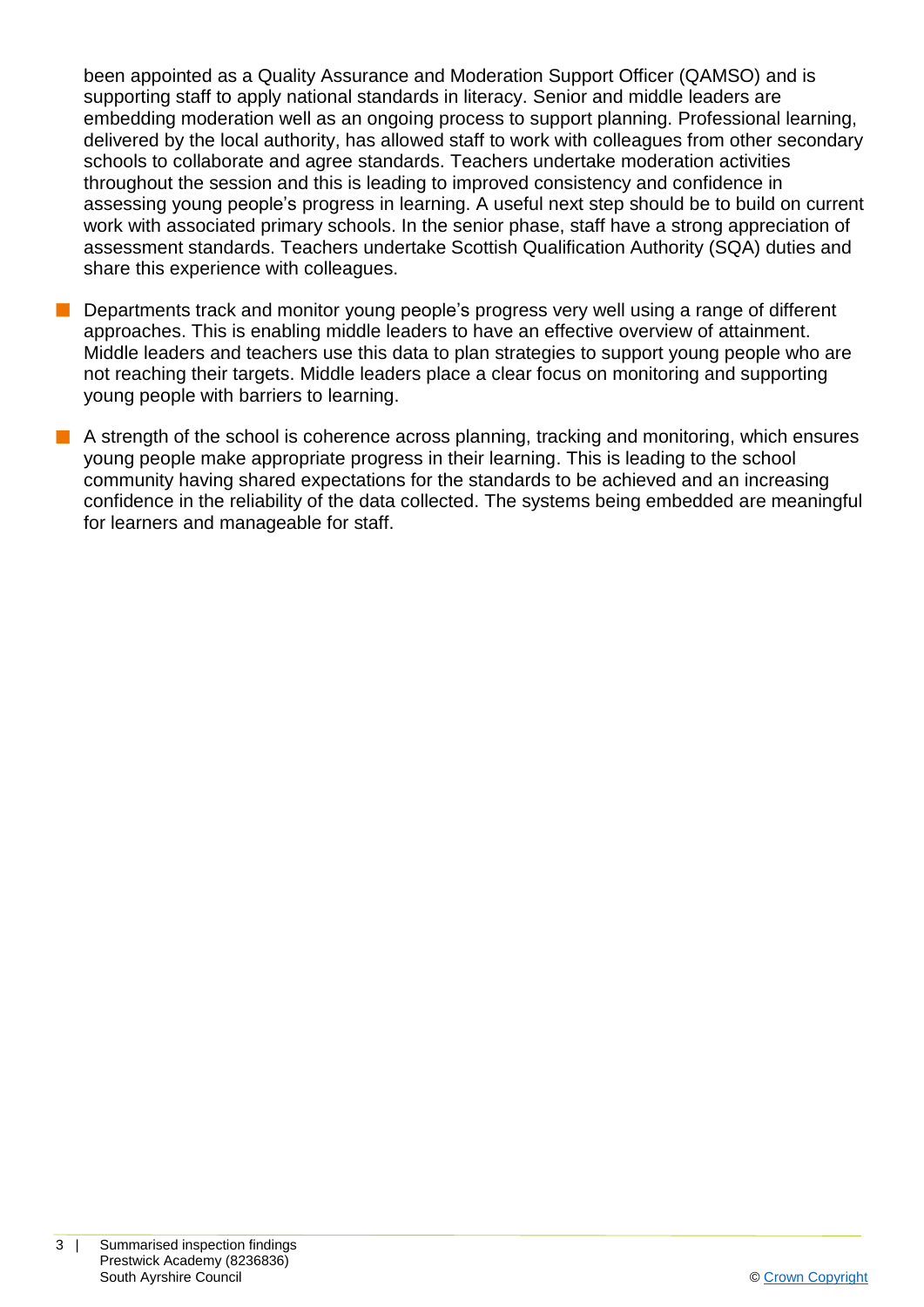been appointed as a Quality Assurance and Moderation Support Officer (QAMSO) and is supporting staff to apply national standards in literacy. Senior and middle leaders are embedding moderation well as an ongoing process to support planning. Professional learning, delivered by the local authority, has allowed staff to work with colleagues from other secondary schools to collaborate and agree standards. Teachers undertake moderation activities throughout the session and this is leading to improved consistency and confidence in assessing young people's progress in learning. A useful next step should be to build on current work with associated primary schools. In the senior phase, staff have a strong appreciation of assessment standards. Teachers undertake Scottish Qualification Authority (SQA) duties and share this experience with colleagues.

- Departments track and monitor young people's progress very well using a range of different approaches. This is enabling middle leaders to have an effective overview of attainment. Middle leaders and teachers use this data to plan strategies to support young people who are not reaching their targets. Middle leaders place a clear focus on monitoring and supporting young people with barriers to learning.
- A strength of the school is coherence across planning, tracking and monitoring, which ensures young people make appropriate progress in their learning. This is leading to the school community having shared expectations for the standards to be achieved and an increasing confidence in the reliability of the data collected. The systems being embedded are meaningful for learners and manageable for staff.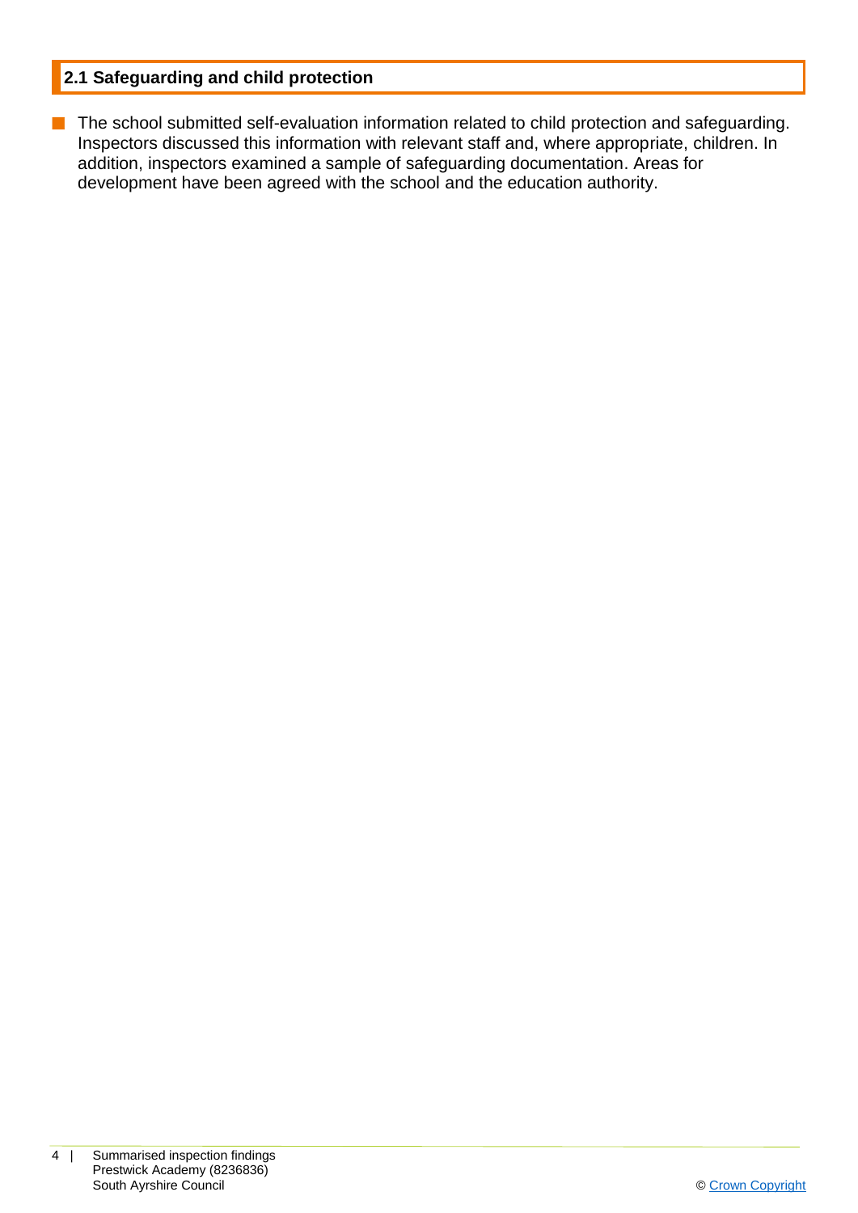## 2.1 Safeguarding and child protection

- The school submitted self-evaluation information related to child protection and safeguarding. Inspectors discussed this information with relevant staff and, where appropriate, children. In addition, inspectors examined a sample of safeguarding documentation. Areas for development have been agreed with the school and the education authority.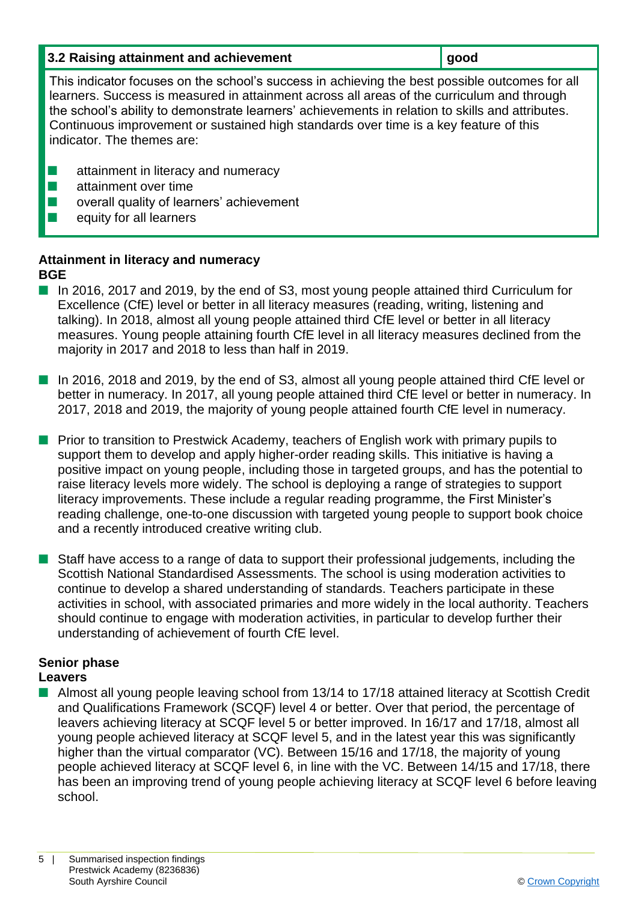| 3.2 Raising attainment and achievement | good |
|---|---|

This indicator focuses on the school's success in achieving the best possible outcomes for all learners. Success is measured in attainment across all areas of the curriculum and through the school's ability to demonstrate learners' achievements in relation to skills and attributes. Continuous improvement or sustained high standards over time is a key feature of this indicator. The themes are:

- attainment in literacy and numeracy
- attainment over time
- overall quality of learners' achievement
- equity for all learners

**Attainment in literacy and numeracy**
**BGE**

- In 2016, 2017 and 2019, by the end of S3, most young people attained third Curriculum for Excellence (CfE) level or better in all literacy measures (reading, writing, listening and talking). In 2018, almost all young people attained third CfE level or better in all literacy measures. Young people attaining fourth CfE level in all literacy measures declined from the majority in 2017 and 2018 to less than half in 2019.

- In 2016, 2018 and 2019, by the end of S3, almost all young people attained third CfE level or better in numeracy. In 2017, all young people attained third CfE level or better in numeracy. In 2017, 2018 and 2019, the majority of young people attained fourth CfE level in numeracy.

- Prior to transition to Prestwick Academy, teachers of English work with primary pupils to support them to develop and apply higher-order reading skills. This initiative is having a positive impact on young people, including those in targeted groups, and has the potential to raise literacy levels more widely. The school is deploying a range of strategies to support literacy improvements. These include a regular reading programme, the First Minister's reading challenge, one-to-one discussion with targeted young people to support book choice and a recently introduced creative writing club.

- Staff have access to a range of data to support their professional judgements, including the Scottish National Standardised Assessments. The school is using moderation activities to continue to develop a shared understanding of standards. Teachers participate in these activities in school, with associated primaries and more widely in the local authority. Teachers should continue to engage with moderation activities, in particular to develop further their understanding of achievement of fourth CfE level.

**Senior phase**
**Leavers**

- Almost all young people leaving school from 13/14 to 17/18 attained literacy at Scottish Credit and Qualifications Framework (SCQF) level 4 or better. Over that period, the percentage of leavers achieving literacy at SCQF level 5 or better improved. In 16/17 and 17/18, almost all young people achieved literacy at SCQF level 5, and in the latest year this was significantly higher than the virtual comparator (VC). Between 15/16 and 17/18, the majority of young people achieved literacy at SCQF level 6, in line with the VC. Between 14/15 and 17/18, there has been an improving trend of young people achieving literacy at SCQF level 6 before leaving school.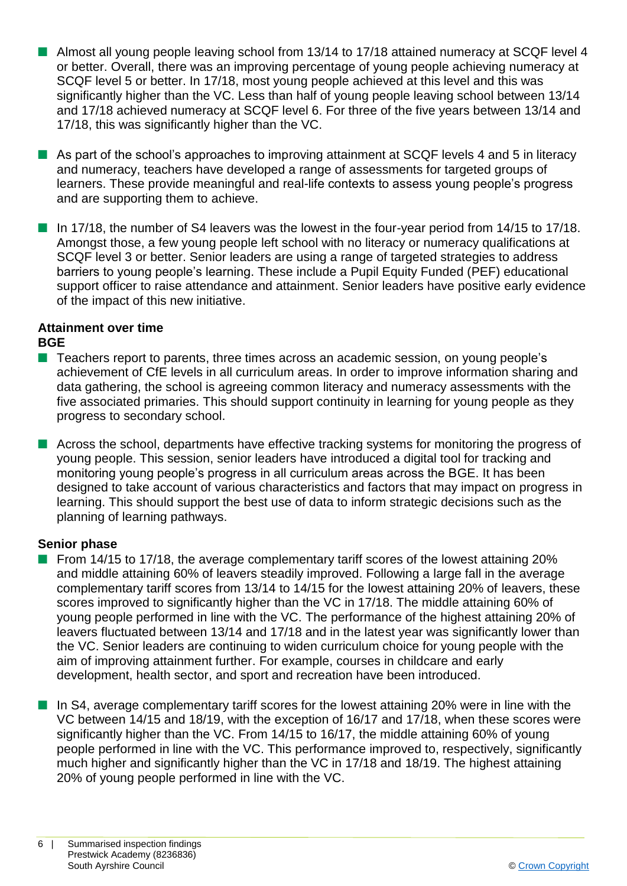- Almost all young people leaving school from 13/14 to 17/18 attained numeracy at SCQF level 4 or better. Overall, there was an improving percentage of young people achieving numeracy at SCQF level 5 or better. In 17/18, most young people achieved at this level and this was significantly higher than the VC. Less than half of young people leaving school between 13/14 and 17/18 achieved numeracy at SCQF level 6. For three of the five years between 13/14 and 17/18, this was significantly higher than the VC.

- As part of the school's approaches to improving attainment at SCQF levels 4 and 5 in literacy and numeracy, teachers have developed a range of assessments for targeted groups of learners. These provide meaningful and real-life contexts to assess young people's progress and are supporting them to achieve.

- In 17/18, the number of S4 leavers was the lowest in the four-year period from 14/15 to 17/18. Amongst those, a few young people left school with no literacy or numeracy qualifications at SCQF level 3 or better. Senior leaders are using a range of targeted strategies to address barriers to young people's learning. These include a Pupil Equity Funded (PEF) educational support officer to raise attendance and attainment. Senior leaders have positive early evidence of the impact of this new initiative.

**Attainment over time**

**BGE**

- Teachers report to parents, three times across an academic session, on young people's achievement of CfE levels in all curriculum areas. In order to improve information sharing and data gathering, the school is agreeing common literacy and numeracy assessments with the five associated primaries. This should support continuity in learning for young people as they progress to secondary school.

- Across the school, departments have effective tracking systems for monitoring the progress of young people. This session, senior leaders have introduced a digital tool for tracking and monitoring young people's progress in all curriculum areas across the BGE. It has been designed to take account of various characteristics and factors that may impact on progress in learning. This should support the best use of data to inform strategic decisions such as the planning of learning pathways.

**Senior phase**

- From 14/15 to 17/18, the average complementary tariff scores of the lowest attaining 20% and middle attaining 60% of leavers steadily improved. Following a large fall in the average complementary tariff scores from 13/14 to 14/15 for the lowest attaining 20% of leavers, these scores improved to significantly higher than the VC in 17/18. The middle attaining 60% of young people performed in line with the VC. The performance of the highest attaining 20% of leavers fluctuated between 13/14 and 17/18 and in the latest year was significantly lower than the VC. Senior leaders are continuing to widen curriculum choice for young people with the aim of improving attainment further. For example, courses in childcare and early development, health sector, and sport and recreation have been introduced.

- In S4, average complementary tariff scores for the lowest attaining 20% were in line with the VC between 14/15 and 18/19, with the exception of 16/17 and 17/18, when these scores were significantly higher than the VC. From 14/15 to 16/17, the middle attaining 60% of young people performed in line with the VC. This performance improved to, respectively, significantly much higher and significantly higher than the VC in 17/18 and 18/19. The highest attaining 20% of young people performed in line with the VC.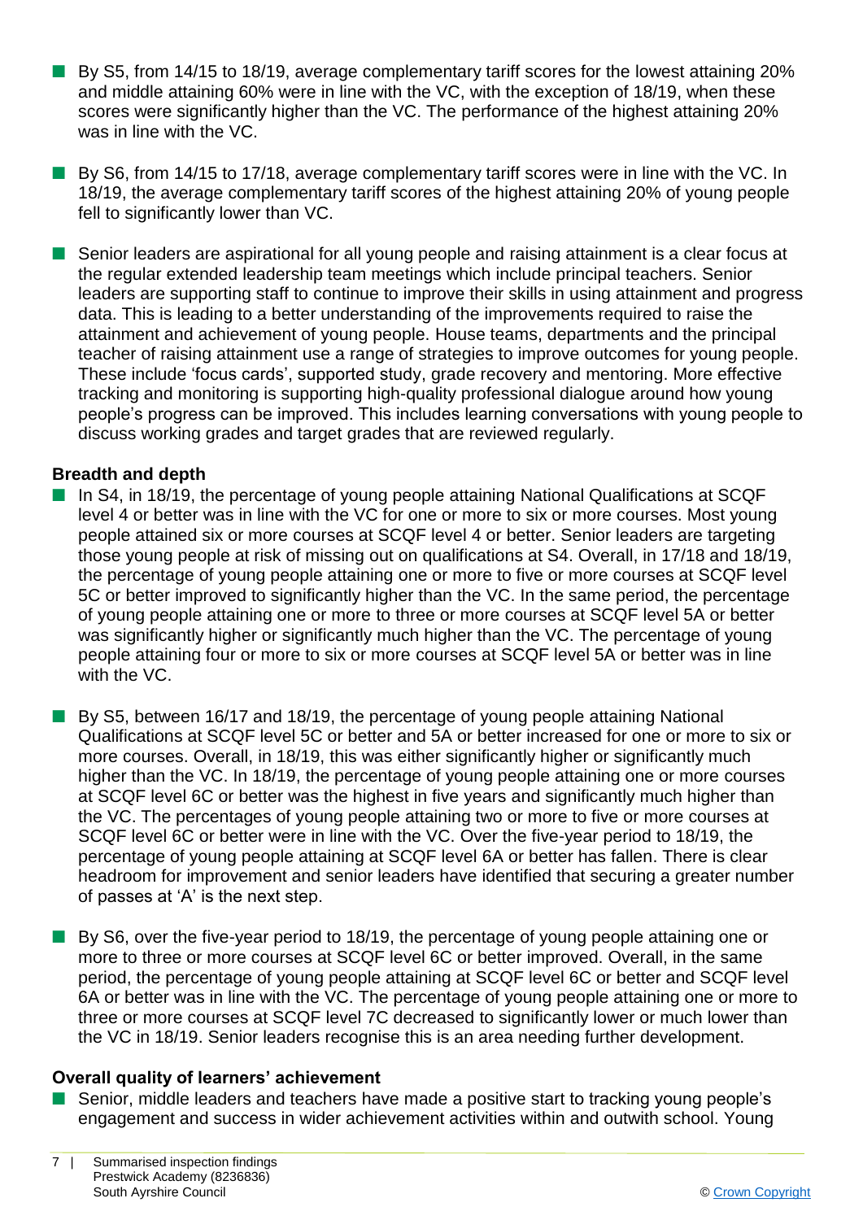- By S5, from 14/15 to 18/19, average complementary tariff scores for the lowest attaining 20% and middle attaining 60% were in line with the VC, with the exception of 18/19, when these scores were significantly higher than the VC. The performance of the highest attaining 20% was in line with the VC.

- By S6, from 14/15 to 17/18, average complementary tariff scores were in line with the VC. In 18/19, the average complementary tariff scores of the highest attaining 20% of young people fell to significantly lower than VC.

- Senior leaders are aspirational for all young people and raising attainment is a clear focus at the regular extended leadership team meetings which include principal teachers. Senior leaders are supporting staff to continue to improve their skills in using attainment and progress data. This is leading to a better understanding of the improvements required to raise the attainment and achievement of young people. House teams, departments and the principal teacher of raising attainment use a range of strategies to improve outcomes for young people. These include 'focus cards', supported study, grade recovery and mentoring. More effective tracking and monitoring is supporting high-quality professional dialogue around how young people's progress can be improved. This includes learning conversations with young people to discuss working grades and target grades that are reviewed regularly.

**Breadth and depth**

- In S4, in 18/19, the percentage of young people attaining National Qualifications at SCQF level 4 or better was in line with the VC for one or more to six or more courses. Most young people attained six or more courses at SCQF level 4 or better. Senior leaders are targeting those young people at risk of missing out on qualifications at S4. Overall, in 17/18 and 18/19, the percentage of young people attaining one or more to five or more courses at SCQF level 5C or better improved to significantly higher than the VC. In the same period, the percentage of young people attaining one or more to three or more courses at SCQF level 5A or better was significantly higher or significantly much higher than the VC. The percentage of young people attaining four or more to six or more courses at SCQF level 5A or better was in line with the VC.

- By S5, between 16/17 and 18/19, the percentage of young people attaining National Qualifications at SCQF level 5C or better and 5A or better increased for one or more to six or more courses. Overall, in 18/19, this was either significantly higher or significantly much higher than the VC. In 18/19, the percentage of young people attaining one or more courses at SCQF level 6C or better was the highest in five years and significantly much higher than the VC. The percentages of young people attaining two or more to five or more courses at SCQF level 6C or better were in line with the VC. Over the five-year period to 18/19, the percentage of young people attaining at SCQF level 6A or better has fallen. There is clear headroom for improvement and senior leaders have identified that securing a greater number of passes at 'A' is the next step.

- By S6, over the five-year period to 18/19, the percentage of young people attaining one or more to three or more courses at SCQF level 6C or better improved. Overall, in the same period, the percentage of young people attaining at SCQF level 6C or better and SCQF level 6A or better was in line with the VC. The percentage of young people attaining one or more to three or more courses at SCQF level 7C decreased to significantly lower or much lower than the VC in 18/19. Senior leaders recognise this is an area needing further development.

**Overall quality of learners' achievement**

- Senior, middle leaders and teachers have made a positive start to tracking young people's engagement and success in wider achievement activities within and outwith school. Young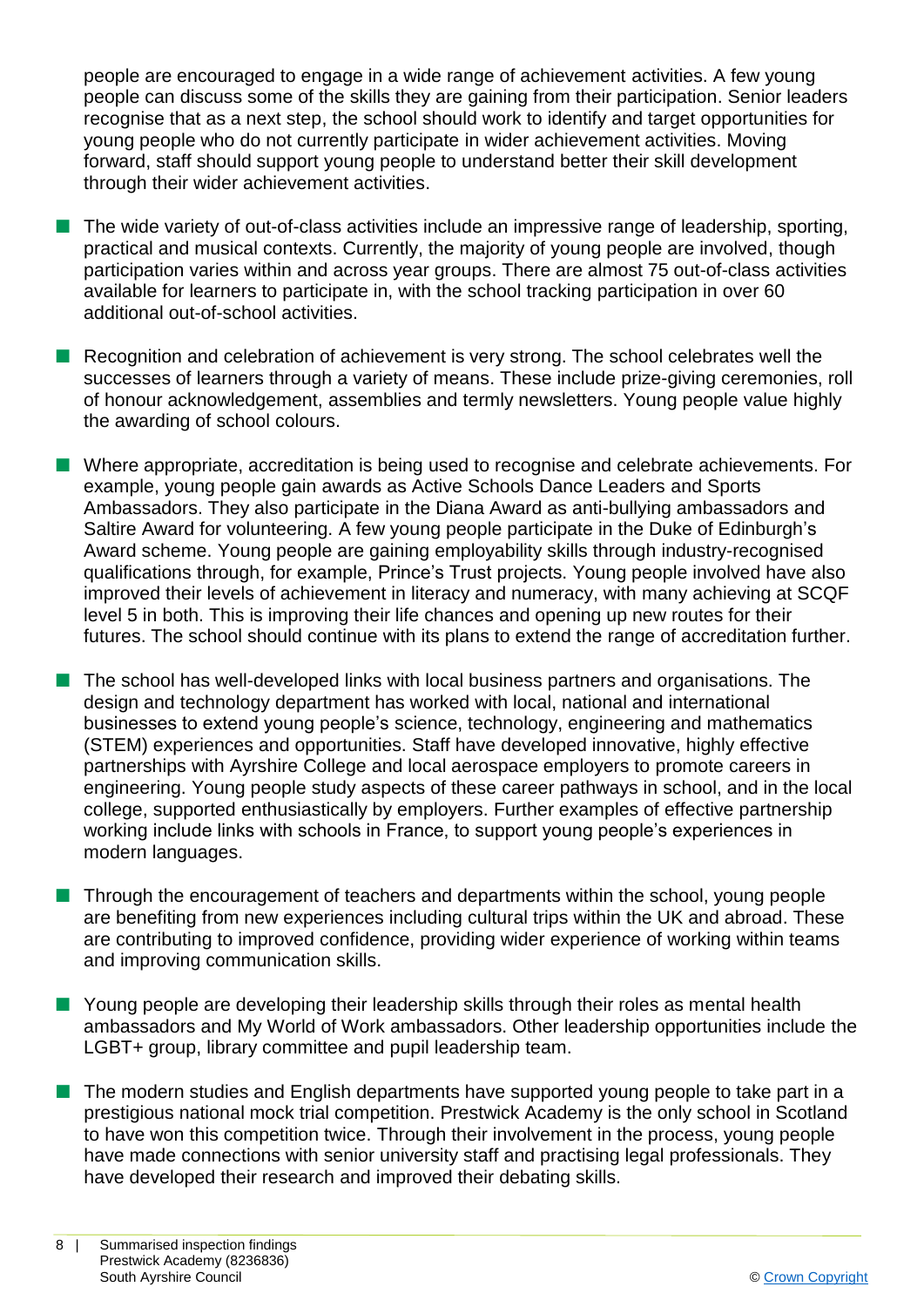people are encouraged to engage in a wide range of achievement activities. A few young people can discuss some of the skills they are gaining from their participation. Senior leaders recognise that as a next step, the school should work to identify and target opportunities for young people who do not currently participate in wider achievement activities. Moving forward, staff should support young people to understand better their skill development through their wider achievement activities.

- The wide variety of out-of-class activities include an impressive range of leadership, sporting, practical and musical contexts. Currently, the majority of young people are involved, though participation varies within and across year groups. There are almost 75 out-of-class activities available for learners to participate in, with the school tracking participation in over 60 additional out-of-school activities.

- Recognition and celebration of achievement is very strong. The school celebrates well the successes of learners through a variety of means. These include prize-giving ceremonies, roll of honour acknowledgement, assemblies and termly newsletters. Young people value highly the awarding of school colours.

- Where appropriate, accreditation is being used to recognise and celebrate achievements. For example, young people gain awards as Active Schools Dance Leaders and Sports Ambassadors. They also participate in the Diana Award as anti-bullying ambassadors and Saltire Award for volunteering. A few young people participate in the Duke of Edinburgh's Award scheme. Young people are gaining employability skills through industry-recognised qualifications through, for example, Prince's Trust projects. Young people involved have also improved their levels of achievement in literacy and numeracy, with many achieving at SCQF level 5 in both. This is improving their life chances and opening up new routes for their futures. The school should continue with its plans to extend the range of accreditation further.

- The school has well-developed links with local business partners and organisations. The design and technology department has worked with local, national and international businesses to extend young people's science, technology, engineering and mathematics (STEM) experiences and opportunities. Staff have developed innovative, highly effective partnerships with Ayrshire College and local aerospace employers to promote careers in engineering. Young people study aspects of these career pathways in school, and in the local college, supported enthusiastically by employers. Further examples of effective partnership working include links with schools in France, to support young people's experiences in modern languages.

- Through the encouragement of teachers and departments within the school, young people are benefiting from new experiences including cultural trips within the UK and abroad. These are contributing to improved confidence, providing wider experience of working within teams and improving communication skills.

- Young people are developing their leadership skills through their roles as mental health ambassadors and My World of Work ambassadors. Other leadership opportunities include the LGBT+ group, library committee and pupil leadership team.

- The modern studies and English departments have supported young people to take part in a prestigious national mock trial competition. Prestwick Academy is the only school in Scotland to have won this competition twice. Through their involvement in the process, young people have made connections with senior university staff and practising legal professionals. They have developed their research and improved their debating skills.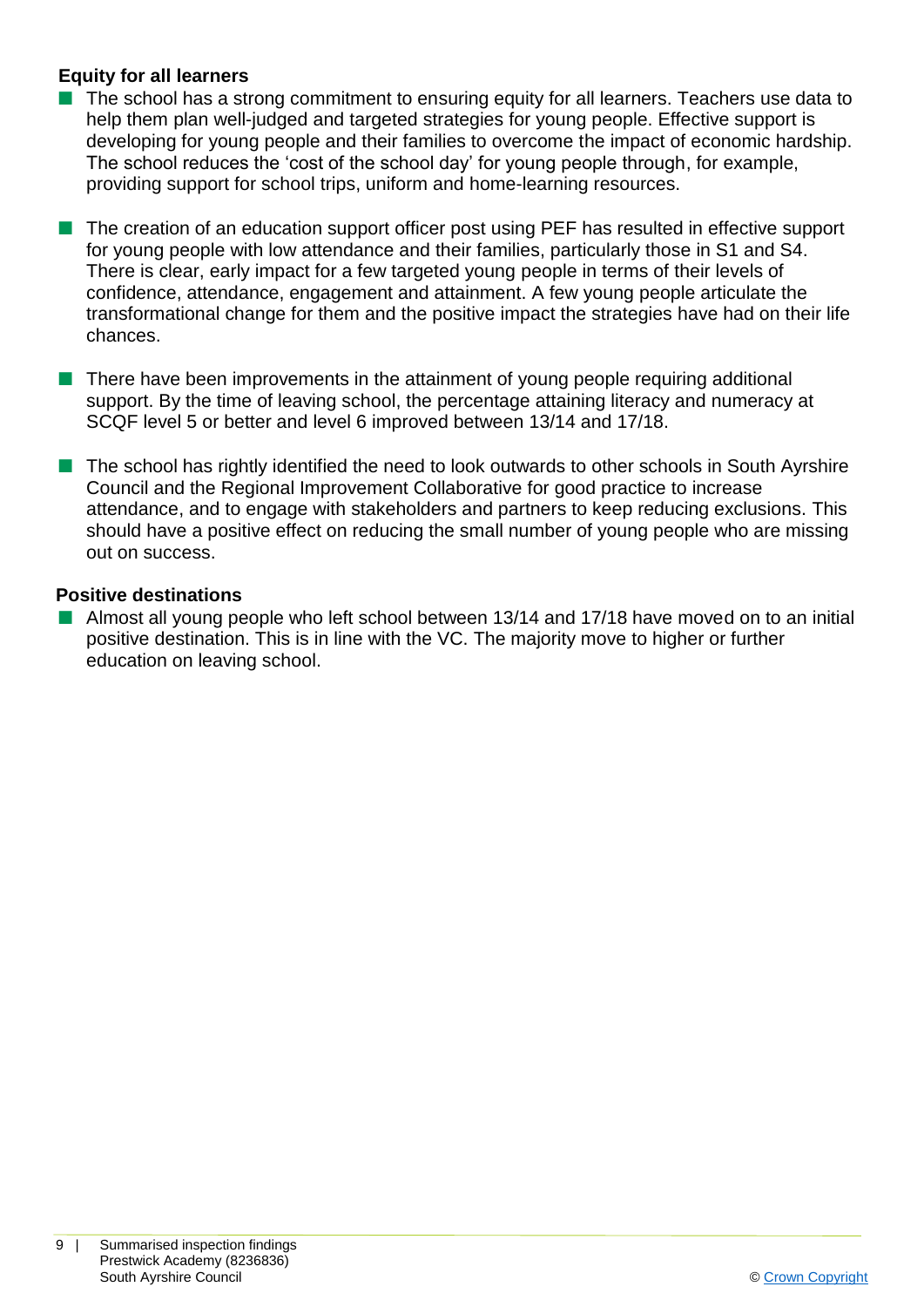### Equity for all learners

- The school has a strong commitment to ensuring equity for all learners. Teachers use data to help them plan well-judged and targeted strategies for young people. Effective support is developing for young people and their families to overcome the impact of economic hardship. The school reduces the 'cost of the school day' for young people through, for example, providing support for school trips, uniform and home-learning resources.

- The creation of an education support officer post using PEF has resulted in effective support for young people with low attendance and their families, particularly those in S1 and S4. There is clear, early impact for a few targeted young people in terms of their levels of confidence, attendance, engagement and attainment. A few young people articulate the transformational change for them and the positive impact the strategies have had on their life chances.

- There have been improvements in the attainment of young people requiring additional support. By the time of leaving school, the percentage attaining literacy and numeracy at SCQF level 5 or better and level 6 improved between 13/14 and 17/18.

- The school has rightly identified the need to look outwards to other schools in South Ayrshire Council and the Regional Improvement Collaborative for good practice to increase attendance, and to engage with stakeholders and partners to keep reducing exclusions. This should have a positive effect on reducing the small number of young people who are missing out on success.

### Positive destinations

- Almost all young people who left school between 13/14 and 17/18 have moved on to an initial positive destination. This is in line with the VC. The majority move to higher or further education on leaving school.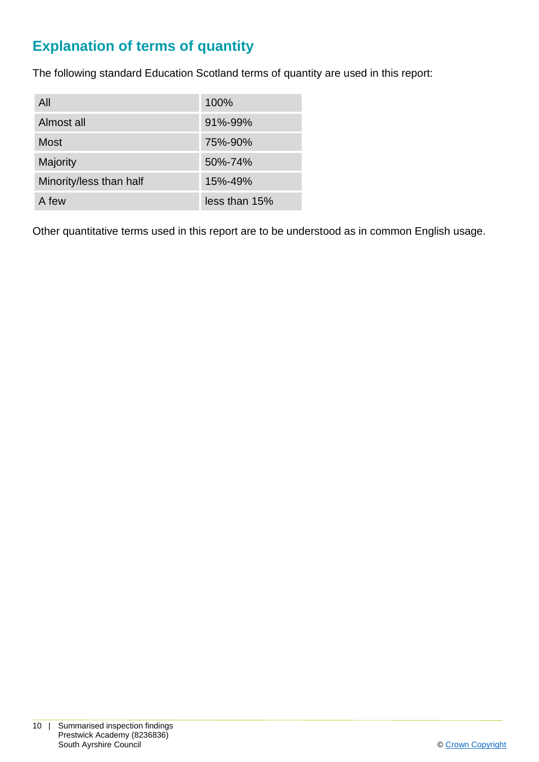## Explanation of terms of quantity

The following standard Education Scotland terms of quantity are used in this report:

| | |
|---|---|
| All | 100% |
| Almost all | 91%-99% |
| Most | 75%-90% |
| Majority | 50%-74% |
| Minority/less than half | 15%-49% |
| A few | less than 15% |

Other quantitative terms used in this report are to be understood as in common English usage.